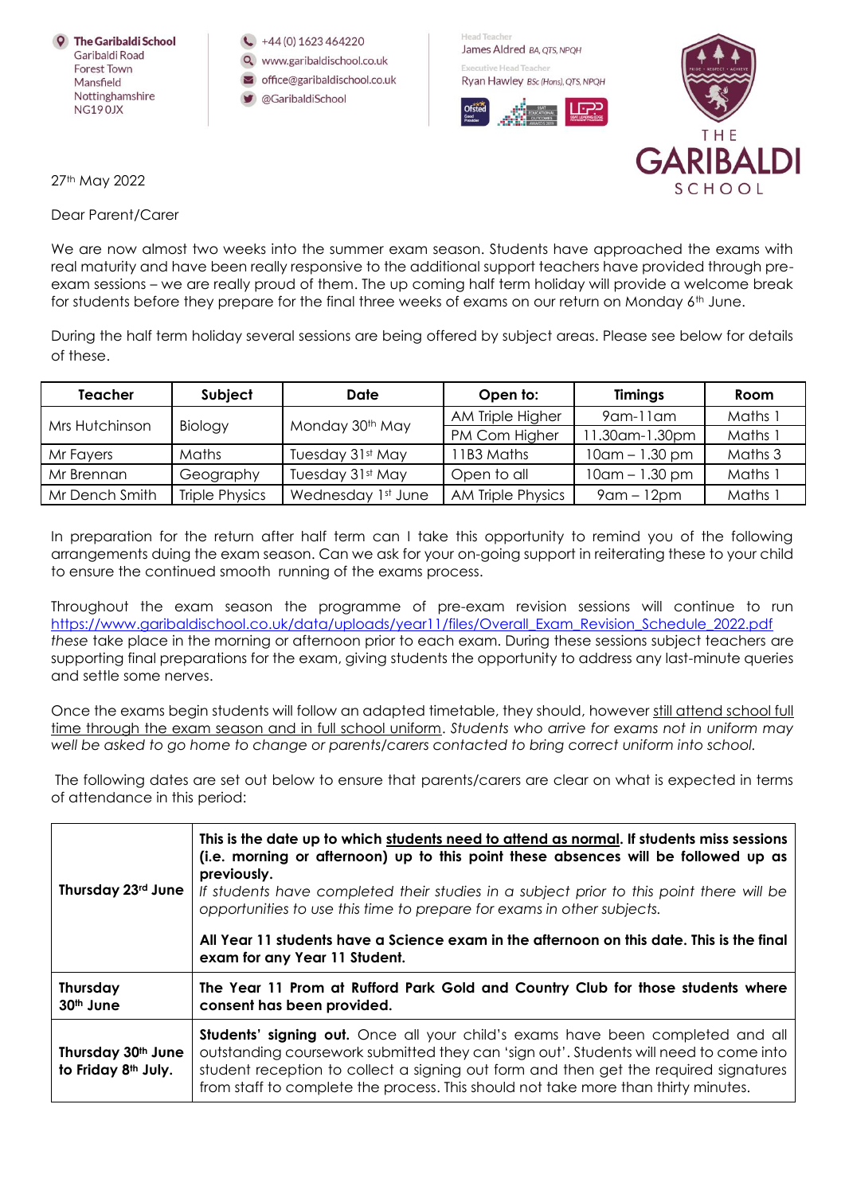**The Garibaldi School**
Garibaldi Road
Forest Town
Mansfield
Nottinghamshire
NG19 0JX

+44 (0) 1623 464220
www.garibaldischool.co.uk
office@garibaldischool.co.uk
@GaribaldiSchool

Head Teacher
James Aldred BA, QTS, NPQH

Executive Head Teacher
Ryan Hawley BSc (Hons), QTS, NPQH

THE GARIBALDI SCHOOL

27th May 2022

Dear Parent/Carer

We are now almost two weeks into the summer exam season. Students have approached the exams with real maturity and have been really responsive to the additional support teachers have provided through pre-exam sessions – we are really proud of them. The up coming half term holiday will provide a welcome break for students before they prepare for the final three weeks of exams on our return on Monday 6th June.

During the half term holiday several sessions are being offered by subject areas. Please see below for details of these.

| Teacher | Subject | Date | Open to: | Timings | Room |
|---|---|---|---|---|---|
| Mrs Hutchinson | Biology | Monday 30th May | AM Triple Higher | 9am-11am | Maths 1 |
| | | | PM Com Higher | 11.30am-1.30pm | Maths 1 |
| Mr Fayers | Maths | Tuesday 31st May | 11B3 Maths | 10am – 1.30 pm | Maths 3 |
| Mr Brennan | Geography | Tuesday 31st May | Open to all | 10am – 1.30 pm | Maths 1 |
| Mr Dench Smith | Triple Physics | Wednesday 1st June | AM Triple Physics | 9am – 12pm | Maths 1 |

In preparation for the return after half term can I take this opportunity to remind you of the following arrangements duing the exam season. Can we ask for your on-going support in reiterating these to your child to ensure the continued smooth running of the exams process.

Throughout the exam season the programme of pre-exam revision sessions will continue to run https://www.garibaldischool.co.uk/data/uploads/year11/files/Overall_Exam_Revision_Schedule_2022.pdf *these* take place in the morning or afternoon prior to each exam. During these sessions subject teachers are supporting final preparations for the exam, giving students the opportunity to address any last-minute queries and settle some nerves.

Once the exams begin students will follow an adapted timetable, they should, however still attend school full time through the exam season and in full school uniform. *Students who arrive for exams not in uniform may well be asked to go home to change or parents/carers contacted to bring correct uniform into school.*

The following dates are set out below to ensure that parents/carers are clear on what is expected in terms of attendance in this period:

| | |
|---|---|
| **Thursday 23rd June** | **This is the date up to which students need to attend as normal. If students miss sessions (i.e. morning or afternoon) up to this point these absences will be followed up as previously.** *If students have completed their studies in a subject prior to this point there will be opportunities to use this time to prepare for exams in other subjects.* **All Year 11 students have a Science exam in the afternoon on this date. This is the final exam for any Year 11 Student.** |
| **Thursday 30th June** | **The Year 11 Prom at Rufford Park Gold and Country Club for those students where consent has been provided.** |
| **Thursday 30th June to Friday 8th July.** | **Students' signing out.** Once all your child's exams have been completed and all outstanding coursework submitted they can 'sign out'. Students will need to come into student reception to collect a signing out form and then get the required signatures from staff to complete the process. This should not take more than thirty minutes. |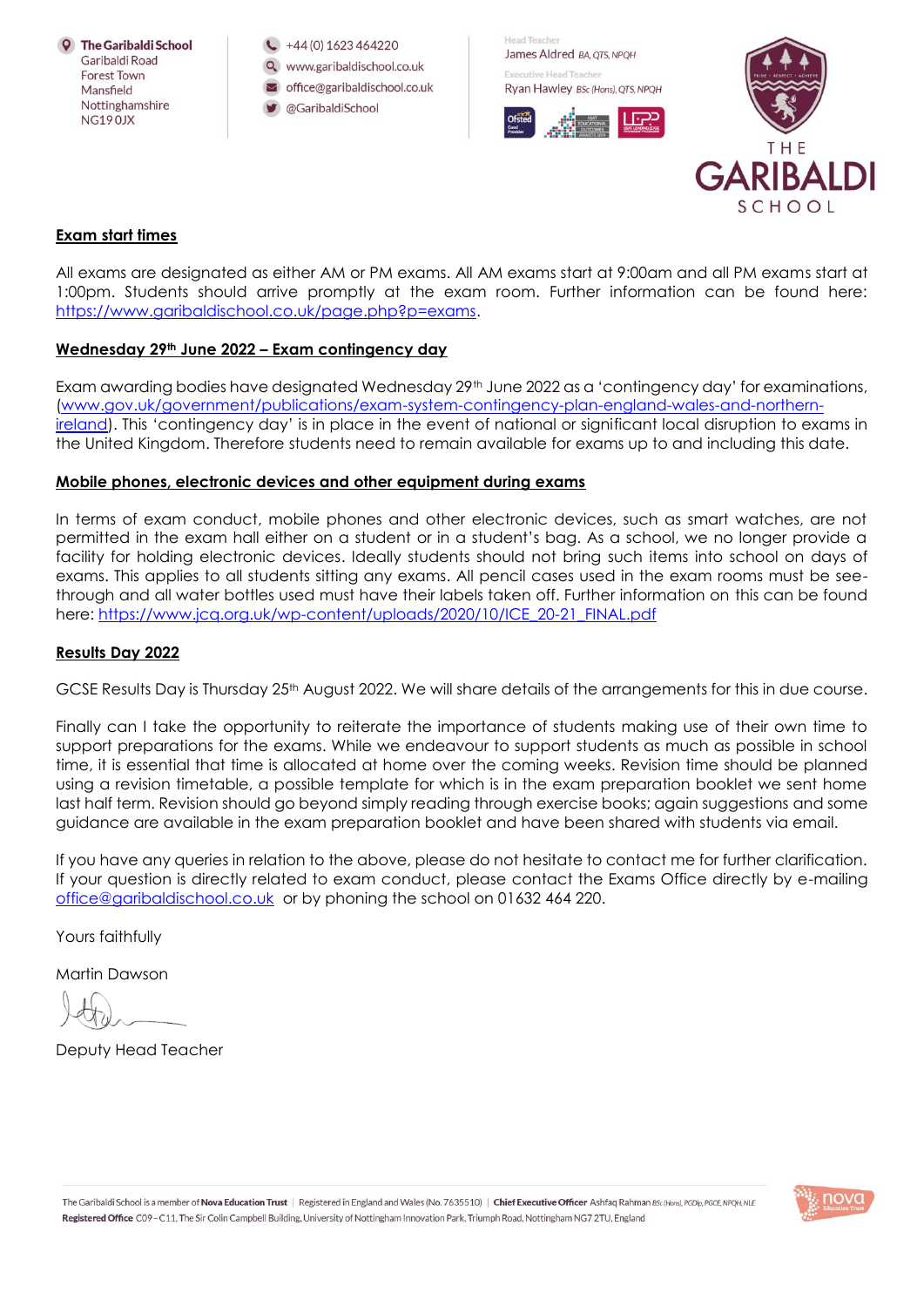**Exam start times**

All exams are designated as either AM or PM exams. All AM exams start at 9:00am and all PM exams start at 1:00pm. Students should arrive promptly at the exam room. Further information can be found here: https://www.garibaldischool.co.uk/page.php?p=exams.

**Wednesday 29th June 2022 – Exam contingency day**

Exam awarding bodies have designated Wednesday 29th June 2022 as a 'contingency day' for examinations, (www.gov.uk/government/publications/exam-system-contingency-plan-england-wales-and-northern-ireland). This 'contingency day' is in place in the event of national or significant local disruption to exams in the United Kingdom. Therefore students need to remain available for exams up to and including this date.

**Mobile phones, electronic devices and other equipment during exams**

In terms of exam conduct, mobile phones and other electronic devices, such as smart watches, are not permitted in the exam hall either on a student or in a student's bag. As a school, we no longer provide a facility for holding electronic devices. Ideally students should not bring such items into school on days of exams. This applies to all students sitting any exams. All pencil cases used in the exam rooms must be see-through and all water bottles used must have their labels taken off. Further information on this can be found here: https://www.jcq.org.uk/wp-content/uploads/2020/10/ICE_20-21_FINAL.pdf

**Results Day 2022**

GCSE Results Day is Thursday 25th August 2022. We will share details of the arrangements for this in due course.

Finally can I take the opportunity to reiterate the importance of students making use of their own time to support preparations for the exams. While we endeavour to support students as much as possible in school time, it is essential that time is allocated at home over the coming weeks. Revision time should be planned using a revision timetable, a possible template for which is in the exam preparation booklet we sent home last half term. Revision should go beyond simply reading through exercise books; again suggestions and some guidance are available in the exam preparation booklet and have been shared with students via email.

If you have any queries in relation to the above, please do not hesitate to contact me for further clarification. If your question is directly related to exam conduct, please contact the Exams Office directly by e-mailing office@garibaldischool.co.uk or by phoning the school on 01632 464 220.

Yours faithfully

Martin Dawson

Deputy Head Teacher